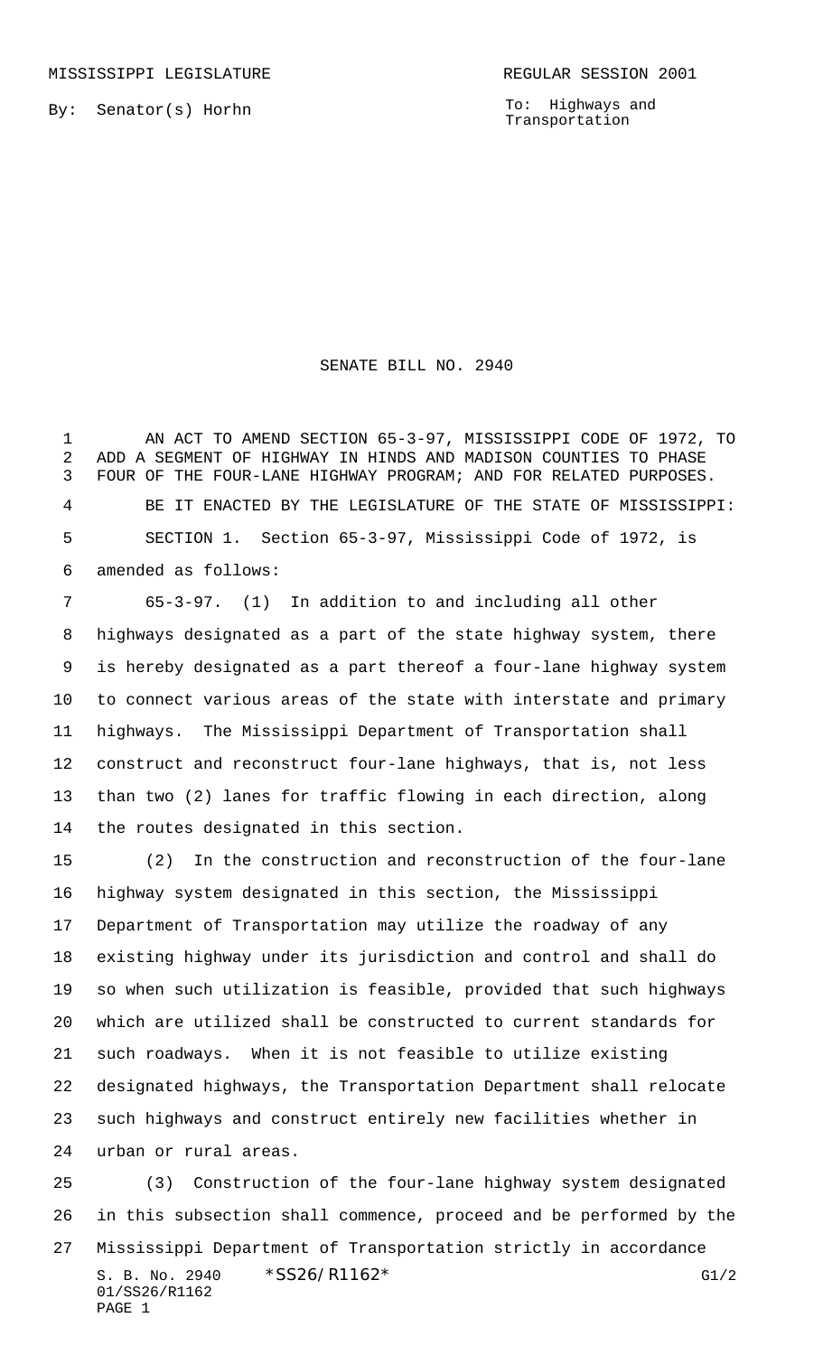MISSISSIPPI LEGISLATURE REGULAR SESSION 2001

By: Senator(s) Horhn

To: Highways and Transportation

# SENATE BILL NO. 2940

AN ACT TO AMEND SECTION 65-3-97, MISSISSIPPI CODE OF 1972, TO ADD A SEGMENT OF HIGHWAY IN HINDS AND MADISON COUNTIES TO PHASE FOUR OF THE FOUR-LANE HIGHWAY PROGRAM; AND FOR RELATED PURPOSES.

BE IT ENACTED BY THE LEGISLATURE OF THE STATE OF MISSISSIPPI:

SECTION 1. Section 65-3-97, Mississippi Code of 1972, is amended as follows:

65-3-97. (1) In addition to and including all other highways designated as a part of the state highway system, there is hereby designated as a part thereof a four-lane highway system to connect various areas of the state with interstate and primary highways. The Mississippi Department of Transportation shall construct and reconstruct four-lane highways, that is, not less than two (2) lanes for traffic flowing in each direction, along the routes designated in this section.

(2) In the construction and reconstruction of the four-lane highway system designated in this section, the Mississippi Department of Transportation may utilize the roadway of any existing highway under its jurisdiction and control and shall do so when such utilization is feasible, provided that such highways which are utilized shall be constructed to current standards for such roadways. When it is not feasible to utilize existing designated highways, the Transportation Department shall relocate such highways and construct entirely new facilities whether in urban or rural areas.

(3) Construction of the four-lane highway system designated in this subsection shall commence, proceed and be performed by the Mississippi Department of Transportation strictly in accordance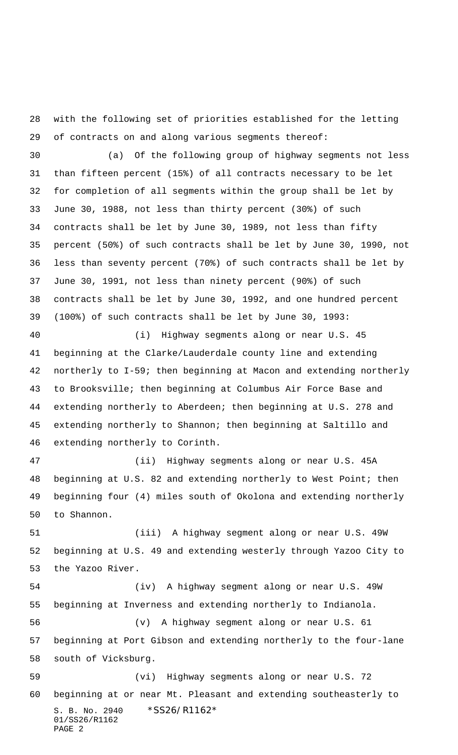with the following set of priorities established for the letting of contracts on and along various segments thereof:

(a) Of the following group of highway segments not less than fifteen percent (15%) of all contracts necessary to be let for completion of all segments within the group shall be let by June 30, 1988, not less than thirty percent (30%) of such contracts shall be let by June 30, 1989, not less than fifty percent (50%) of such contracts shall be let by June 30, 1990, not less than seventy percent (70%) of such contracts shall be let by June 30, 1991, not less than ninety percent (90%) of such contracts shall be let by June 30, 1992, and one hundred percent (100%) of such contracts shall be let by June 30, 1993:

(i) Highway segments along or near U.S. 45 beginning at the Clarke/Lauderdale county line and extending northerly to I-59; then beginning at Macon and extending northerly to Brooksville; then beginning at Columbus Air Force Base and extending northerly to Aberdeen; then beginning at U.S. 278 and extending northerly to Shannon; then beginning at Saltillo and extending northerly to Corinth.

(ii) Highway segments along or near U.S. 45A beginning at U.S. 82 and extending northerly to West Point; then beginning four (4) miles south of Okolona and extending northerly to Shannon.

(iii) A highway segment along or near U.S. 49W beginning at U.S. 49 and extending westerly through Yazoo City to the Yazoo River.

(iv) A highway segment along or near U.S. 49W beginning at Inverness and extending northerly to Indianola.

(v) A highway segment along or near U.S. 61 beginning at Port Gibson and extending northerly to the four-lane south of Vicksburg.

(vi) Highway segments along or near U.S. 72 beginning at or near Mt. Pleasant and extending southeasterly to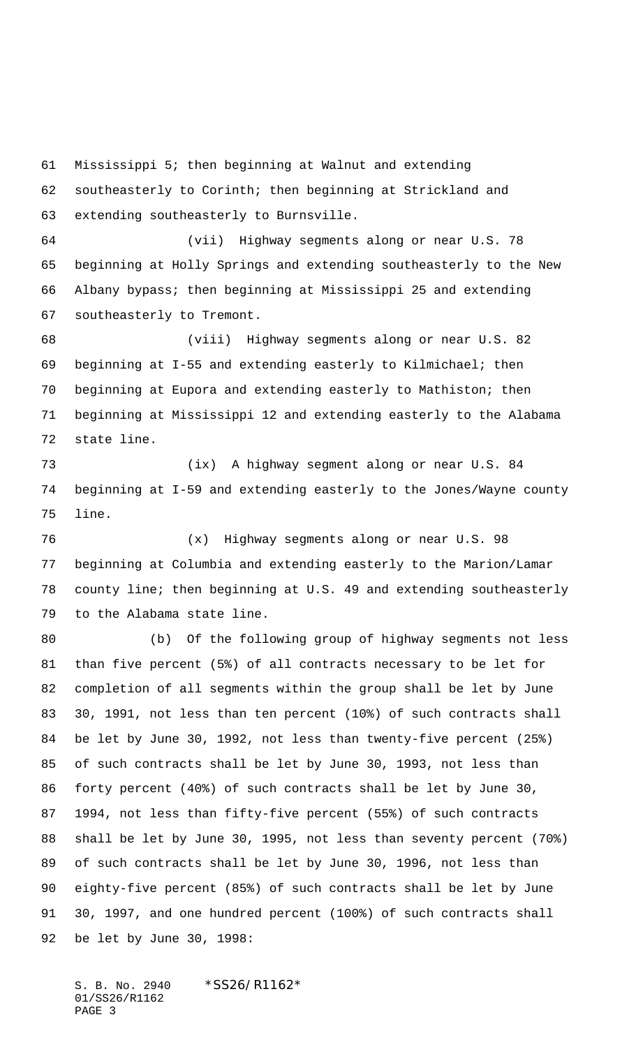Mississippi 5; then beginning at Walnut and extending southeasterly to Corinth; then beginning at Strickland and extending southeasterly to Burnsville.

(vii) Highway segments along or near U.S. 78 beginning at Holly Springs and extending southeasterly to the New Albany bypass; then beginning at Mississippi 25 and extending southeasterly to Tremont.

(viii) Highway segments along or near U.S. 82 beginning at I-55 and extending easterly to Kilmichael; then beginning at Eupora and extending easterly to Mathiston; then beginning at Mississippi 12 and extending easterly to the Alabama state line.

(ix) A highway segment along or near U.S. 84 beginning at I-59 and extending easterly to the Jones/Wayne county line.

(x) Highway segments along or near U.S. 98 beginning at Columbia and extending easterly to the Marion/Lamar county line; then beginning at U.S. 49 and extending southeasterly to the Alabama state line.

(b) Of the following group of highway segments not less than five percent (5%) of all contracts necessary to be let for completion of all segments within the group shall be let by June 30, 1991, not less than ten percent (10%) of such contracts shall be let by June 30, 1992, not less than twenty-five percent (25%) of such contracts shall be let by June 30, 1993, not less than forty percent (40%) of such contracts shall be let by June 30, 1994, not less than fifty-five percent (55%) of such contracts shall be let by June 30, 1995, not less than seventy percent (70%) of such contracts shall be let by June 30, 1996, not less than eighty-five percent (85%) of such contracts shall be let by June 30, 1997, and one hundred percent (100%) of such contracts shall be let by June 30, 1998: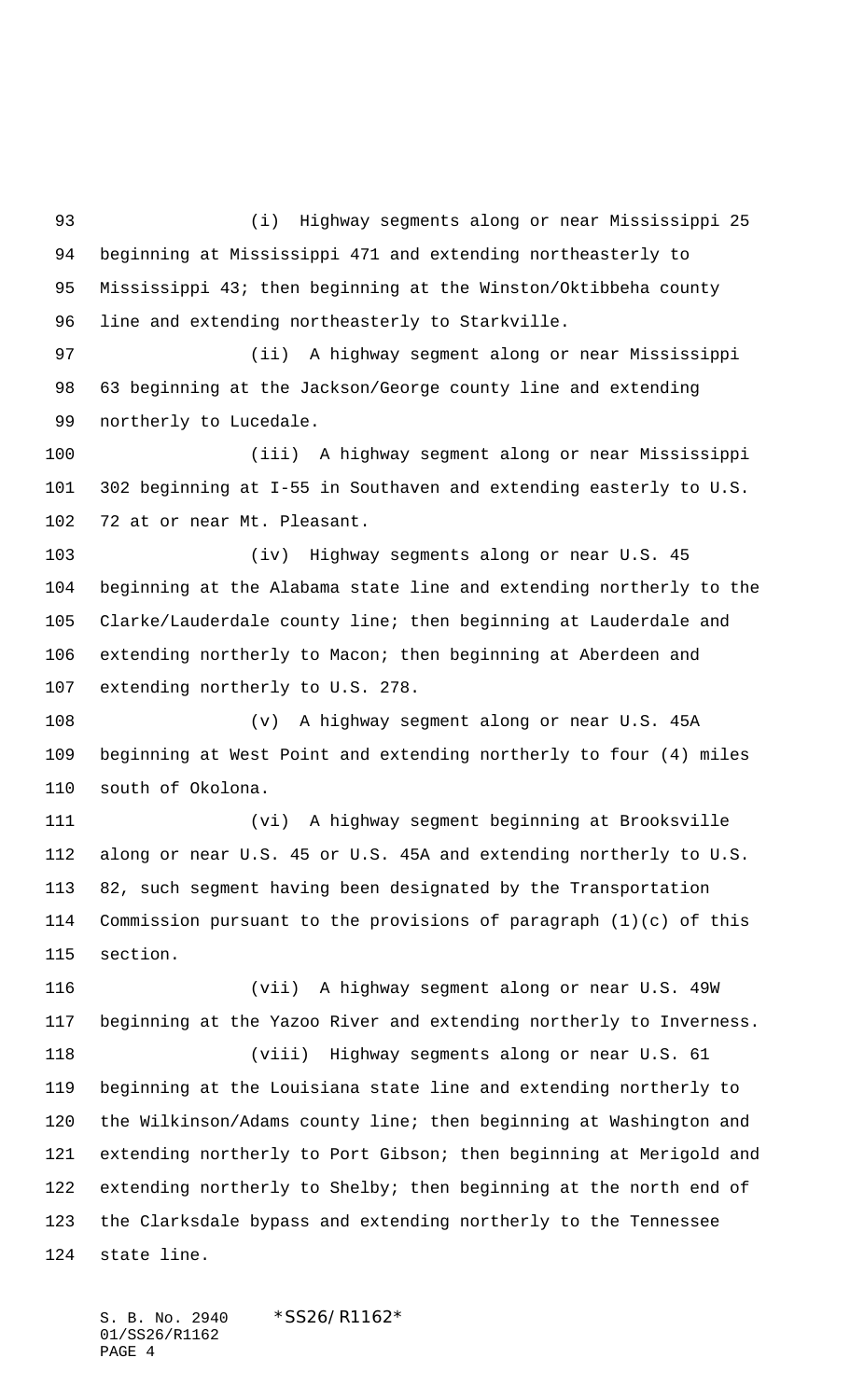(i) Highway segments along or near Mississippi 25 beginning at Mississippi 471 and extending northeasterly to Mississippi 43; then beginning at the Winston/Oktibbeha county line and extending northeasterly to Starkville.

(ii) A highway segment along or near Mississippi 63 beginning at the Jackson/George county line and extending northerly to Lucedale.

(iii) A highway segment along or near Mississippi 302 beginning at I-55 in Southaven and extending easterly to U.S. 72 at or near Mt. Pleasant.

(iv) Highway segments along or near U.S. 45 beginning at the Alabama state line and extending northerly to the Clarke/Lauderdale county line; then beginning at Lauderdale and extending northerly to Macon; then beginning at Aberdeen and extending northerly to U.S. 278.

(v) A highway segment along or near U.S. 45A beginning at West Point and extending northerly to four (4) miles south of Okolona.

(vi) A highway segment beginning at Brooksville along or near U.S. 45 or U.S. 45A and extending northerly to U.S. 82, such segment having been designated by the Transportation Commission pursuant to the provisions of paragraph (1)(c) of this section.

(vii) A highway segment along or near U.S. 49W beginning at the Yazoo River and extending northerly to Inverness.

(viii) Highway segments along or near U.S. 61 beginning at the Louisiana state line and extending northerly to the Wilkinson/Adams county line; then beginning at Washington and extending northerly to Port Gibson; then beginning at Merigold and extending northerly to Shelby; then beginning at the north end of the Clarksdale bypass and extending northerly to the Tennessee state line.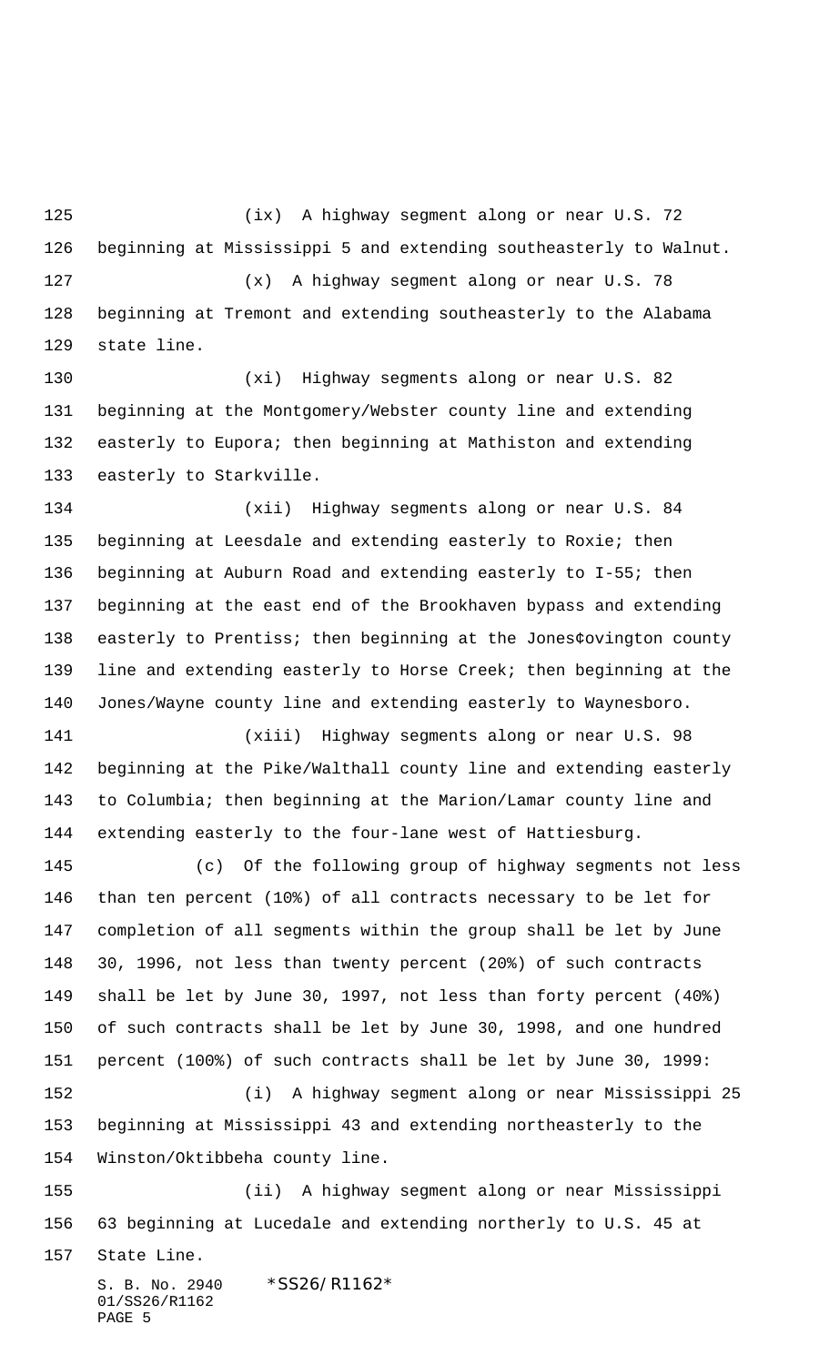(ix) A highway segment along or near U.S. 72 beginning at Mississippi 5 and extending southeasterly to Walnut.

(x) A highway segment along or near U.S. 78 beginning at Tremont and extending southeasterly to the Alabama state line.

(xi) Highway segments along or near U.S. 82 beginning at the Montgomery/Webster county line and extending easterly to Eupora; then beginning at Mathiston and extending easterly to Starkville.

(xii) Highway segments along or near U.S. 84 beginning at Leesdale and extending easterly to Roxie; then beginning at Auburn Road and extending easterly to I-55; then beginning at the east end of the Brookhaven bypass and extending easterly to Prentiss; then beginning at the Jones¢ovington county line and extending easterly to Horse Creek; then beginning at the Jones/Wayne county line and extending easterly to Waynesboro.

(xiii) Highway segments along or near U.S. 98 beginning at the Pike/Walthall county line and extending easterly to Columbia; then beginning at the Marion/Lamar county line and extending easterly to the four-lane west of Hattiesburg.

(c) Of the following group of highway segments not less than ten percent (10%) of all contracts necessary to be let for completion of all segments within the group shall be let by June 30, 1996, not less than twenty percent (20%) of such contracts shall be let by June 30, 1997, not less than forty percent (40%) of such contracts shall be let by June 30, 1998, and one hundred percent (100%) of such contracts shall be let by June 30, 1999:

(i) A highway segment along or near Mississippi 25 beginning at Mississippi 43 and extending northeasterly to the Winston/Oktibbeha county line.

(ii) A highway segment along or near Mississippi 63 beginning at Lucedale and extending northerly to U.S. 45 at State Line.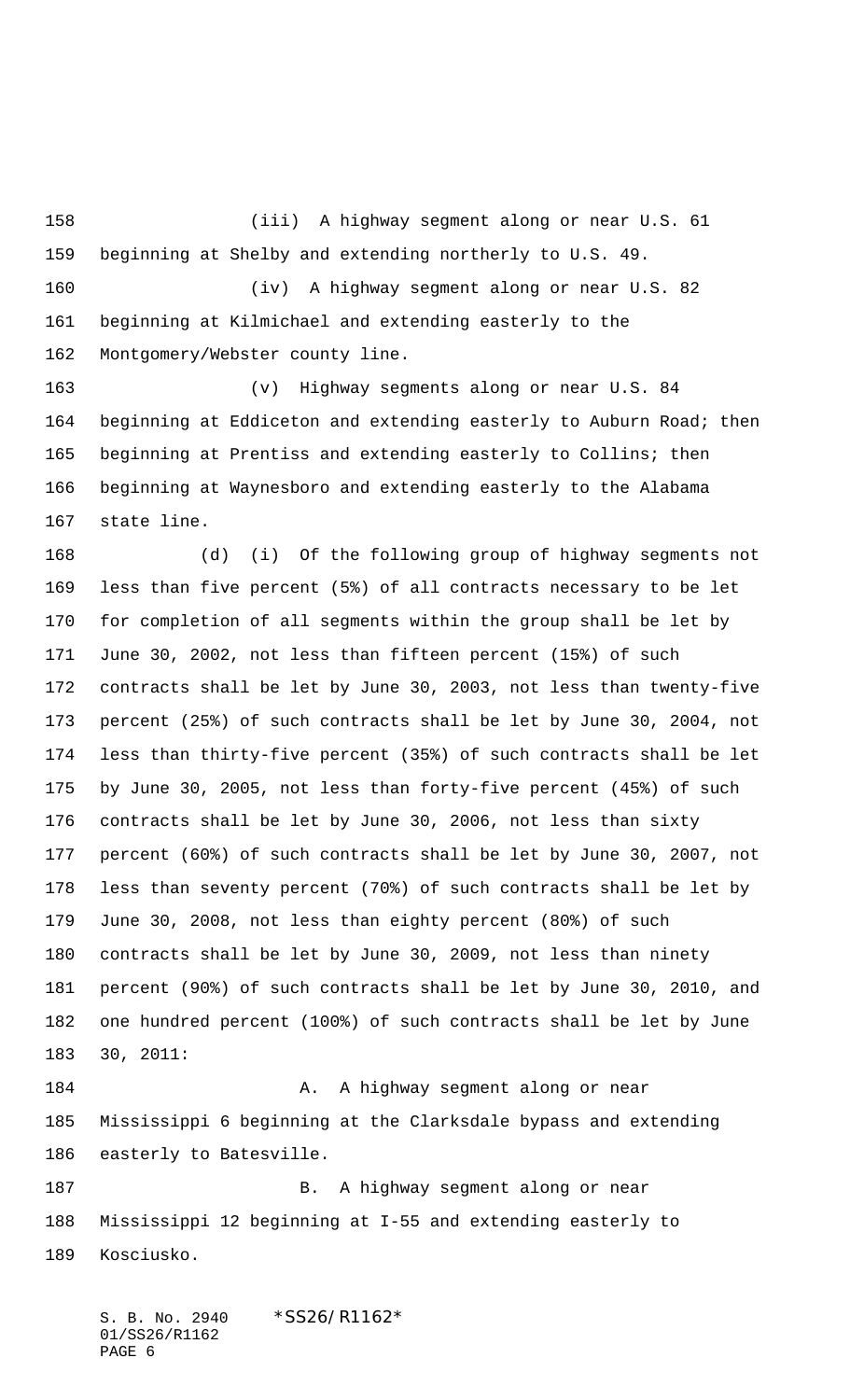(iii) A highway segment along or near U.S. 61 beginning at Shelby and extending northerly to U.S. 49.

(iv) A highway segment along or near U.S. 82 beginning at Kilmichael and extending easterly to the Montgomery/Webster county line.

(v) Highway segments along or near U.S. 84 beginning at Eddiceton and extending easterly to Auburn Road; then beginning at Prentiss and extending easterly to Collins; then beginning at Waynesboro and extending easterly to the Alabama state line.

(d) (i) Of the following group of highway segments not less than five percent (5%) of all contracts necessary to be let for completion of all segments within the group shall be let by June 30, 2002, not less than fifteen percent (15%) of such contracts shall be let by June 30, 2003, not less than twenty-five percent (25%) of such contracts shall be let by June 30, 2004, not less than thirty-five percent (35%) of such contracts shall be let by June 30, 2005, not less than forty-five percent (45%) of such contracts shall be let by June 30, 2006, not less than sixty percent (60%) of such contracts shall be let by June 30, 2007, not less than seventy percent (70%) of such contracts shall be let by June 30, 2008, not less than eighty percent (80%) of such contracts shall be let by June 30, 2009, not less than ninety percent (90%) of such contracts shall be let by June 30, 2010, and one hundred percent (100%) of such contracts shall be let by June 30, 2011:

A. A highway segment along or near Mississippi 6 beginning at the Clarksdale bypass and extending easterly to Batesville.

B. A highway segment along or near Mississippi 12 beginning at I-55 and extending easterly to Kosciusko.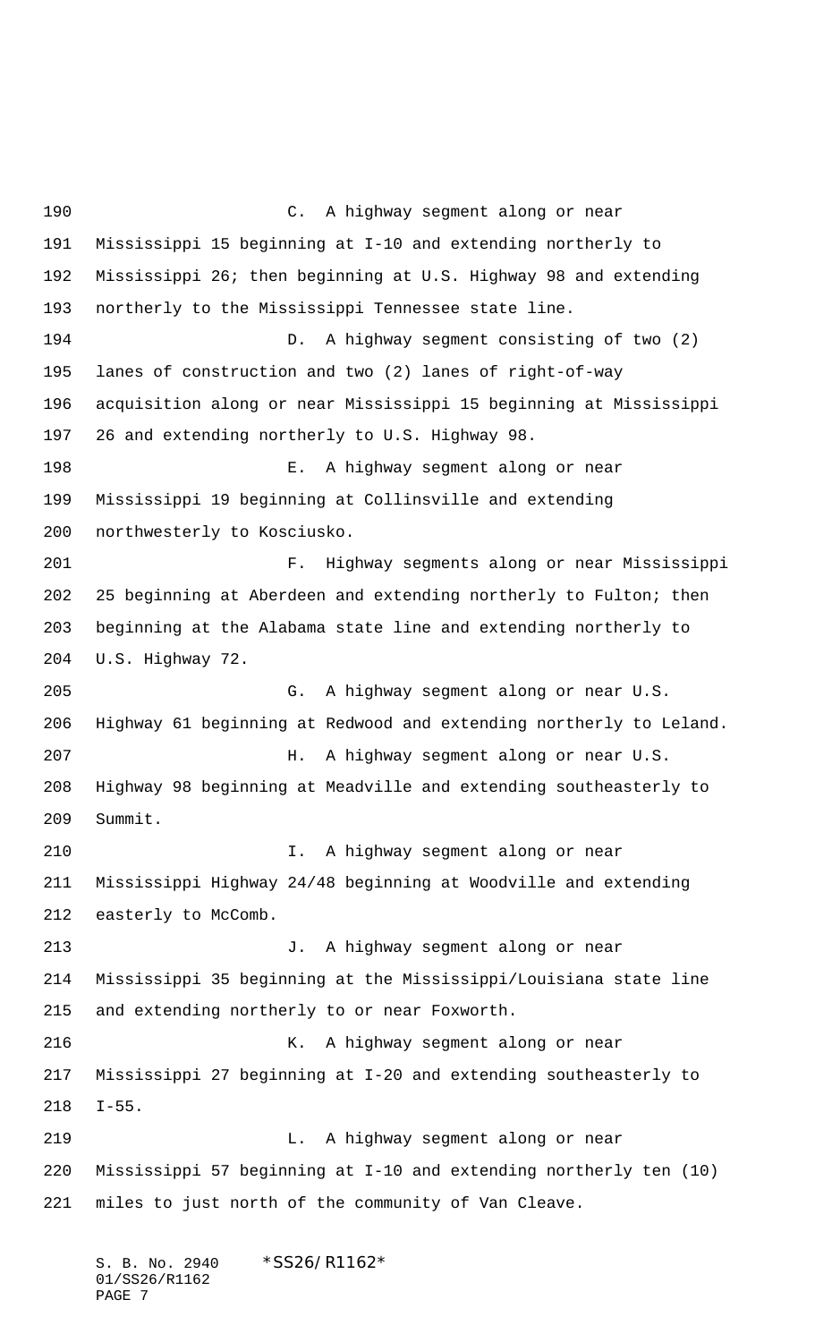C. A highway segment along or near Mississippi 15 beginning at I-10 and extending northerly to Mississippi 26; then beginning at U.S. Highway 98 and extending northerly to the Mississippi Tennessee state line.

D. A highway segment consisting of two (2) lanes of construction and two (2) lanes of right-of-way acquisition along or near Mississippi 15 beginning at Mississippi 26 and extending northerly to U.S. Highway 98.

E. A highway segment along or near Mississippi 19 beginning at Collinsville and extending northwesterly to Kosciusko.

F. Highway segments along or near Mississippi 25 beginning at Aberdeen and extending northerly to Fulton; then beginning at the Alabama state line and extending northerly to U.S. Highway 72.

G. A highway segment along or near U.S. Highway 61 beginning at Redwood and extending northerly to Leland.

H. A highway segment along or near U.S. Highway 98 beginning at Meadville and extending southeasterly to Summit.

I. A highway segment along or near Mississippi Highway 24/48 beginning at Woodville and extending easterly to McComb.

J. A highway segment along or near Mississippi 35 beginning at the Mississippi/Louisiana state line and extending northerly to or near Foxworth.

K. A highway segment along or near Mississippi 27 beginning at I-20 and extending southeasterly to I-55.

L. A highway segment along or near Mississippi 57 beginning at I-10 and extending northerly ten (10) miles to just north of the community of Van Cleave.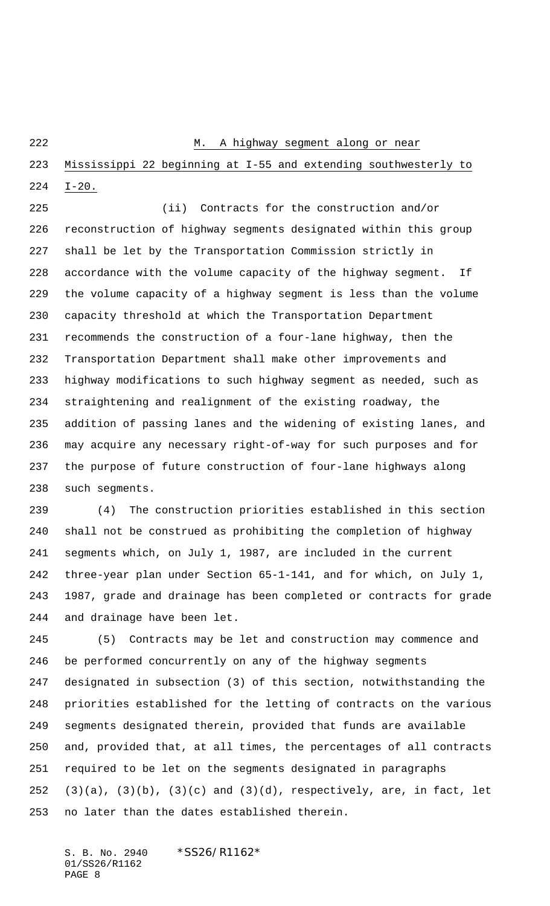M. A highway segment along or near Mississippi 22 beginning at I-55 and extending southwesterly to I-20.

(ii) Contracts for the construction and/or reconstruction of highway segments designated within this group shall be let by the Transportation Commission strictly in accordance with the volume capacity of the highway segment. If the volume capacity of a highway segment is less than the volume capacity threshold at which the Transportation Department recommends the construction of a four-lane highway, then the Transportation Department shall make other improvements and highway modifications to such highway segment as needed, such as straightening and realignment of the existing roadway, the addition of passing lanes and the widening of existing lanes, and may acquire any necessary right-of-way for such purposes and for the purpose of future construction of four-lane highways along such segments.

(4) The construction priorities established in this section shall not be construed as prohibiting the completion of highway segments which, on July 1, 1987, are included in the current three-year plan under Section 65-1-141, and for which, on July 1, 1987, grade and drainage has been completed or contracts for grade and drainage have been let.

(5) Contracts may be let and construction may commence and be performed concurrently on any of the highway segments designated in subsection (3) of this section, notwithstanding the priorities established for the letting of contracts on the various segments designated therein, provided that funds are available and, provided that, at all times, the percentages of all contracts required to be let on the segments designated in paragraphs (3)(a), (3)(b), (3)(c) and (3)(d), respectively, are, in fact, let no later than the dates established therein.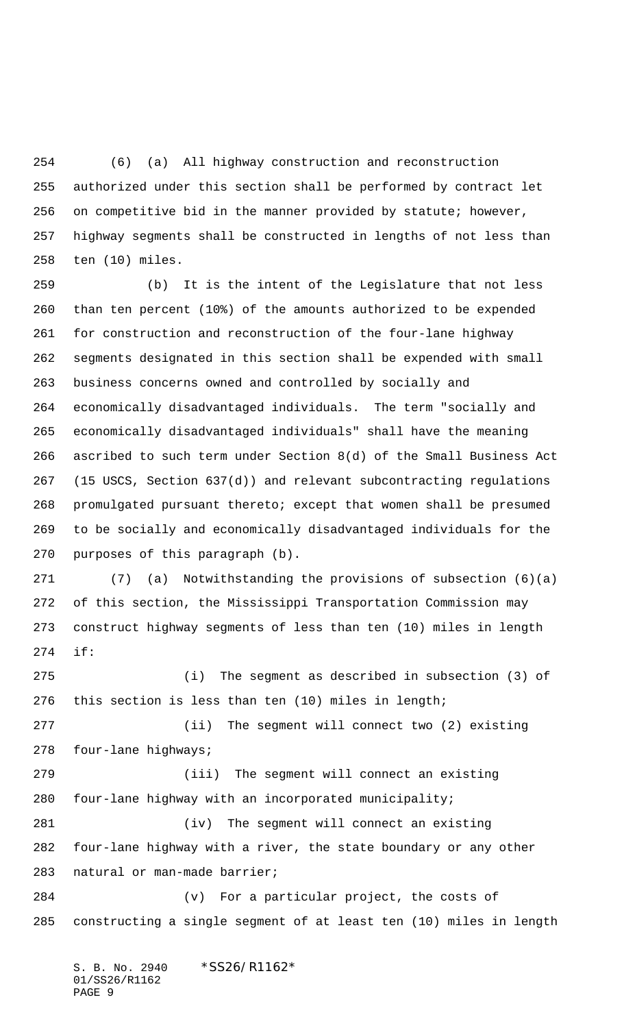(6) (a) All highway construction and reconstruction authorized under this section shall be performed by contract let on competitive bid in the manner provided by statute; however, highway segments shall be constructed in lengths of not less than ten (10) miles.

(b) It is the intent of the Legislature that not less than ten percent (10%) of the amounts authorized to be expended for construction and reconstruction of the four-lane highway segments designated in this section shall be expended with small business concerns owned and controlled by socially and economically disadvantaged individuals. The term "socially and economically disadvantaged individuals" shall have the meaning ascribed to such term under Section 8(d) of the Small Business Act (15 USCS, Section 637(d)) and relevant subcontracting regulations promulgated pursuant thereto; except that women shall be presumed to be socially and economically disadvantaged individuals for the purposes of this paragraph (b).

(7) (a) Notwithstanding the provisions of subsection (6)(a) of this section, the Mississippi Transportation Commission may construct highway segments of less than ten (10) miles in length if:

(i) The segment as described in subsection (3) of this section is less than ten (10) miles in length;

(ii) The segment will connect two (2) existing four-lane highways;

(iii) The segment will connect an existing four-lane highway with an incorporated municipality;

(iv) The segment will connect an existing four-lane highway with a river, the state boundary or any other natural or man-made barrier;

(v) For a particular project, the costs of constructing a single segment of at least ten (10) miles in length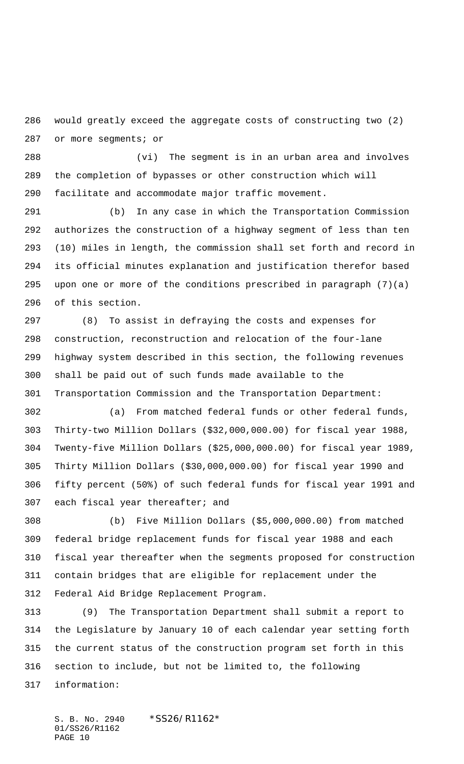would greatly exceed the aggregate costs of constructing two (2) or more segments; or

(vi) The segment is in an urban area and involves the completion of bypasses or other construction which will facilitate and accommodate major traffic movement.

(b) In any case in which the Transportation Commission authorizes the construction of a highway segment of less than ten (10) miles in length, the commission shall set forth and record in its official minutes explanation and justification therefor based upon one or more of the conditions prescribed in paragraph (7)(a) of this section.

(8) To assist in defraying the costs and expenses for construction, reconstruction and relocation of the four-lane highway system described in this section, the following revenues shall be paid out of such funds made available to the Transportation Commission and the Transportation Department:

(a) From matched federal funds or other federal funds, Thirty-two Million Dollars ($32,000,000.00) for fiscal year 1988, Twenty-five Million Dollars ($25,000,000.00) for fiscal year 1989, Thirty Million Dollars ($30,000,000.00) for fiscal year 1990 and fifty percent (50%) of such federal funds for fiscal year 1991 and each fiscal year thereafter; and

(b) Five Million Dollars ($5,000,000.00) from matched federal bridge replacement funds for fiscal year 1988 and each fiscal year thereafter when the segments proposed for construction contain bridges that are eligible for replacement under the Federal Aid Bridge Replacement Program.

(9) The Transportation Department shall submit a report to the Legislature by January 10 of each calendar year setting forth the current status of the construction program set forth in this section to include, but not be limited to, the following information: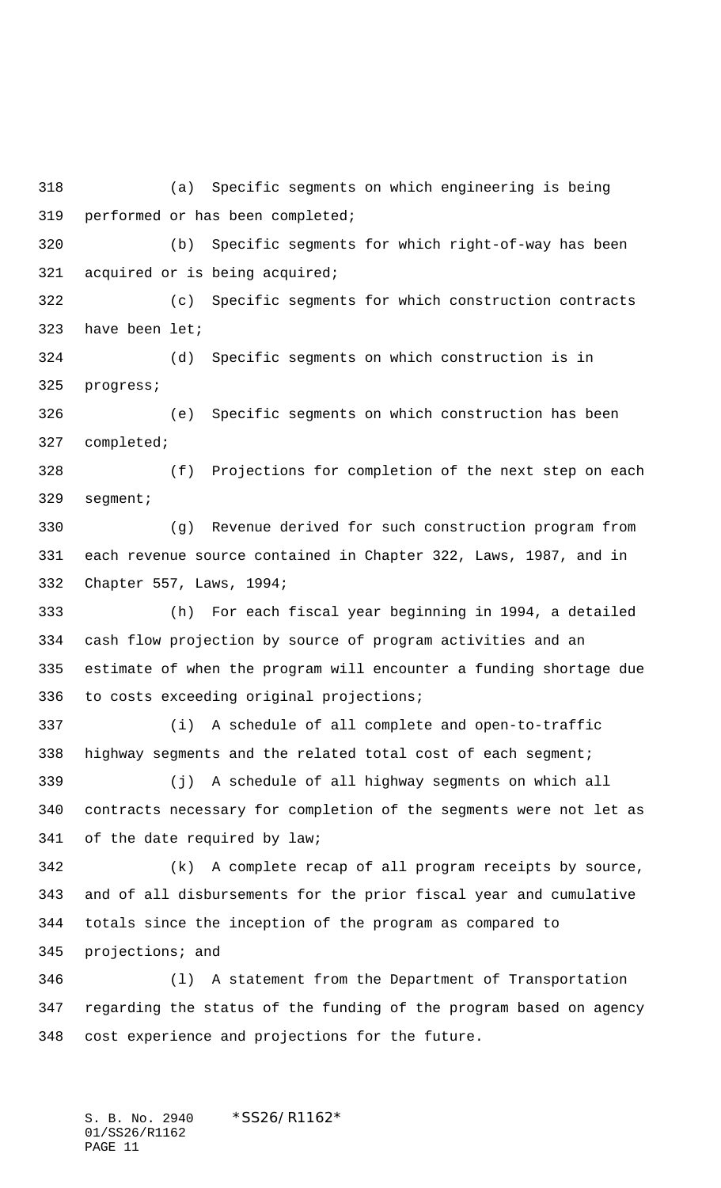(a) Specific segments on which engineering is being performed or has been completed;

(b) Specific segments for which right-of-way has been acquired or is being acquired;

(c) Specific segments for which construction contracts have been let;

(d) Specific segments on which construction is in progress;

(e) Specific segments on which construction has been completed;

(f) Projections for completion of the next step on each segment;

(g) Revenue derived for such construction program from each revenue source contained in Chapter 322, Laws, 1987, and in Chapter 557, Laws, 1994;

(h) For each fiscal year beginning in 1994, a detailed cash flow projection by source of program activities and an estimate of when the program will encounter a funding shortage due to costs exceeding original projections;

(i) A schedule of all complete and open-to-traffic highway segments and the related total cost of each segment;

(j) A schedule of all highway segments on which all contracts necessary for completion of the segments were not let as of the date required by law;

(k) A complete recap of all program receipts by source, and of all disbursements for the prior fiscal year and cumulative totals since the inception of the program as compared to projections; and

(l) A statement from the Department of Transportation regarding the status of the funding of the program based on agency cost experience and projections for the future.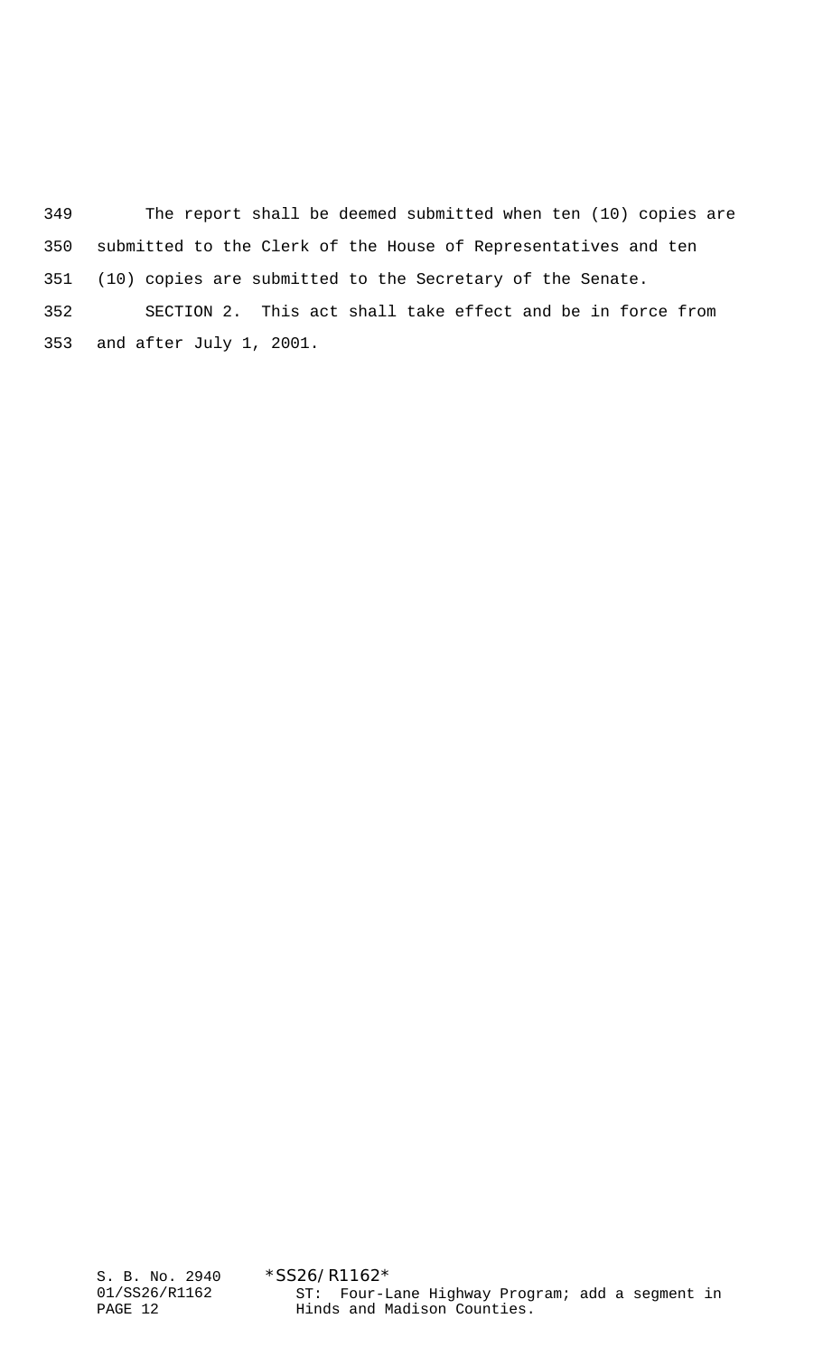The report shall be deemed submitted when ten (10) copies are submitted to the Clerk of the House of Representatives and ten (10) copies are submitted to the Secretary of the Senate.

SECTION 2. This act shall take effect and be in force from and after July 1, 2001.